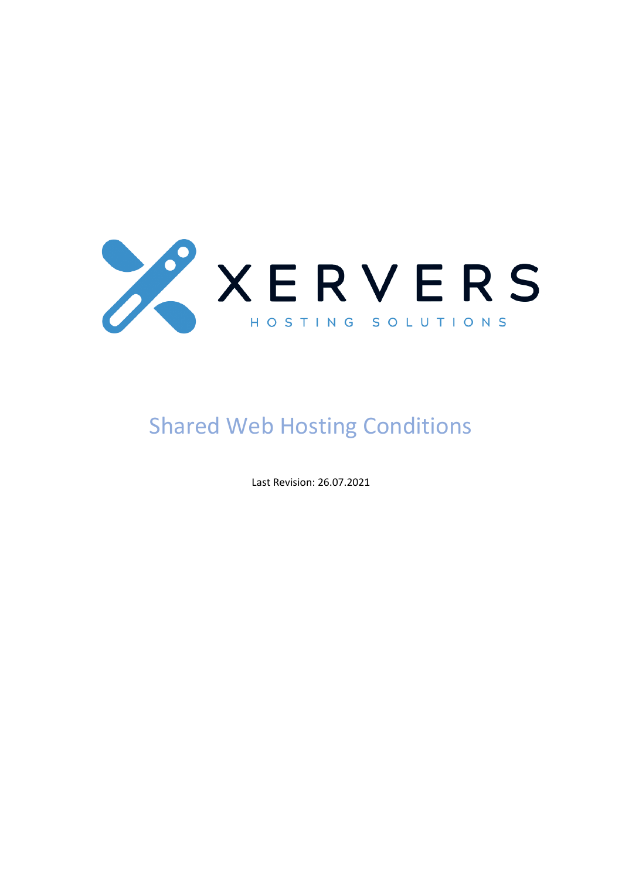XERVERS

HOSTING SOLUTIONS

# Shared Web Hosting Conditions

Last Revision: 26.07.2021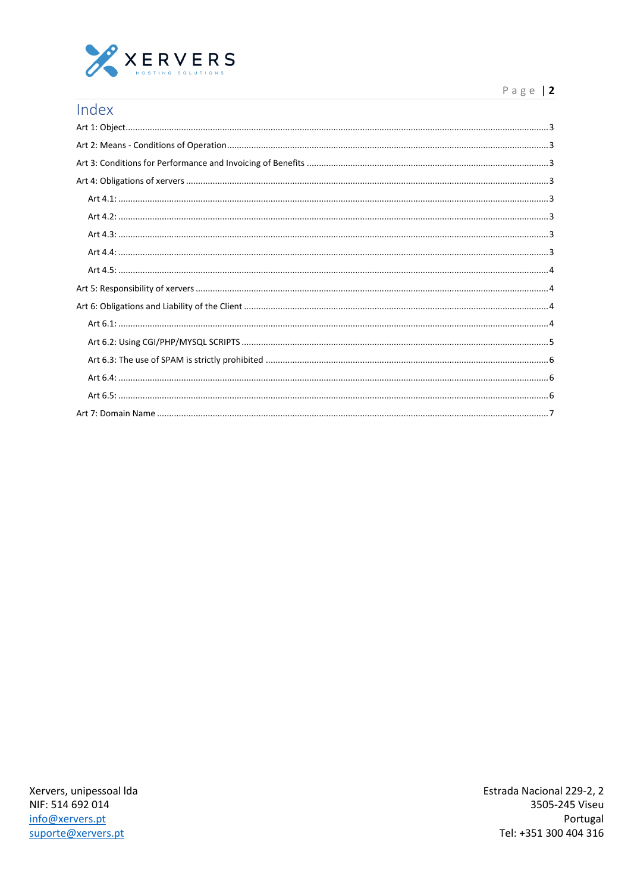# Index

- Art 1: Object ........ 3
- Art 2: Means - Conditions of Operation ........ 3
- Art 3: Conditions for Performance and Invoicing of Benefits ........ 3
- Art 4: Obligations of xervers ........ 3
  - Art 4.1: ........ 3
  - Art 4.2: ........ 3
  - Art 4.3: ........ 3
  - Art 4.4: ........ 3
  - Art 4.5: ........ 4
- Art 5: Responsibility of xervers ........ 4
- Art 6: Obligations and Liability of the Client ........ 4
  - Art 6.1: ........ 4
  - Art 6.2: Using CGI/PHP/MYSQL SCRIPTS ........ 5
  - Art 6.3: The use of SPAM is strictly prohibited ........ 6
  - Art 6.4: ........ 6
  - Art 6.5: ........ 6
- Art 7: Domain Name ........ 7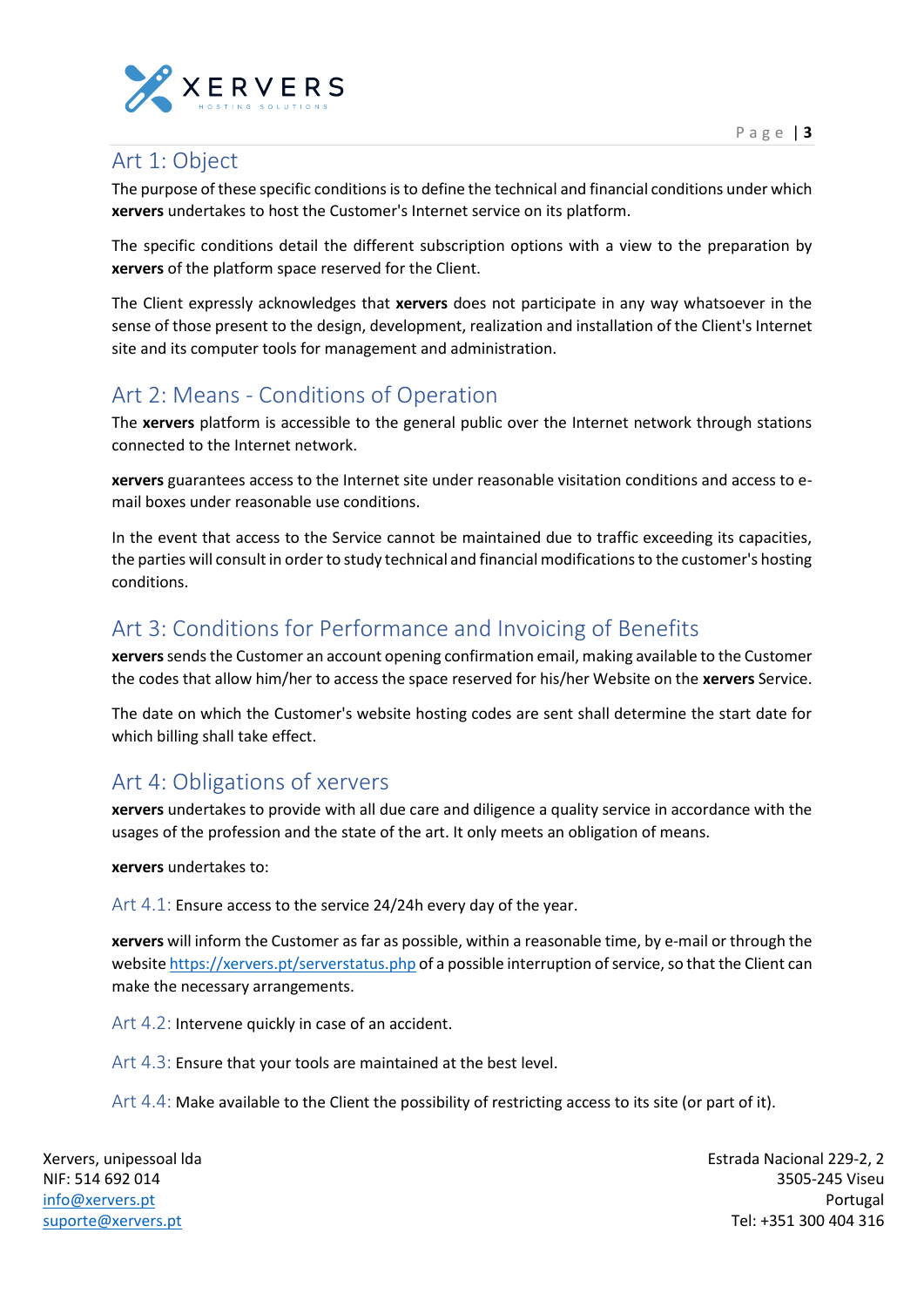## Art 1: Object

The purpose of these specific conditions is to define the technical and financial conditions under which **xervers** undertakes to host the Customer's Internet service on its platform.

The specific conditions detail the different subscription options with a view to the preparation by **xervers** of the platform space reserved for the Client.

The Client expressly acknowledges that **xervers** does not participate in any way whatsoever in the sense of those present to the design, development, realization and installation of the Client's Internet site and its computer tools for management and administration.

## Art 2: Means - Conditions of Operation

The **xervers** platform is accessible to the general public over the Internet network through stations connected to the Internet network.

**xervers** guarantees access to the Internet site under reasonable visitation conditions and access to e-mail boxes under reasonable use conditions.

In the event that access to the Service cannot be maintained due to traffic exceeding its capacities, the parties will consult in order to study technical and financial modifications to the customer's hosting conditions.

## Art 3: Conditions for Performance and Invoicing of Benefits

**xervers** sends the Customer an account opening confirmation email, making available to the Customer the codes that allow him/her to access the space reserved for his/her Website on the **xervers** Service.

The date on which the Customer's website hosting codes are sent shall determine the start date for which billing shall take effect.

## Art 4: Obligations of xervers

**xervers** undertakes to provide with all due care and diligence a quality service in accordance with the usages of the profession and the state of the art. It only meets an obligation of means.

**xervers** undertakes to:

Art 4.1: Ensure access to the service 24/24h every day of the year.

**xervers** will inform the Customer as far as possible, within a reasonable time, by e-mail or through the website https://xervers.pt/serverstatus.php of a possible interruption of service, so that the Client can make the necessary arrangements.

Art 4.2: Intervene quickly in case of an accident.

Art 4.3: Ensure that your tools are maintained at the best level.

Art 4.4: Make available to the Client the possibility of restricting access to its site (or part of it).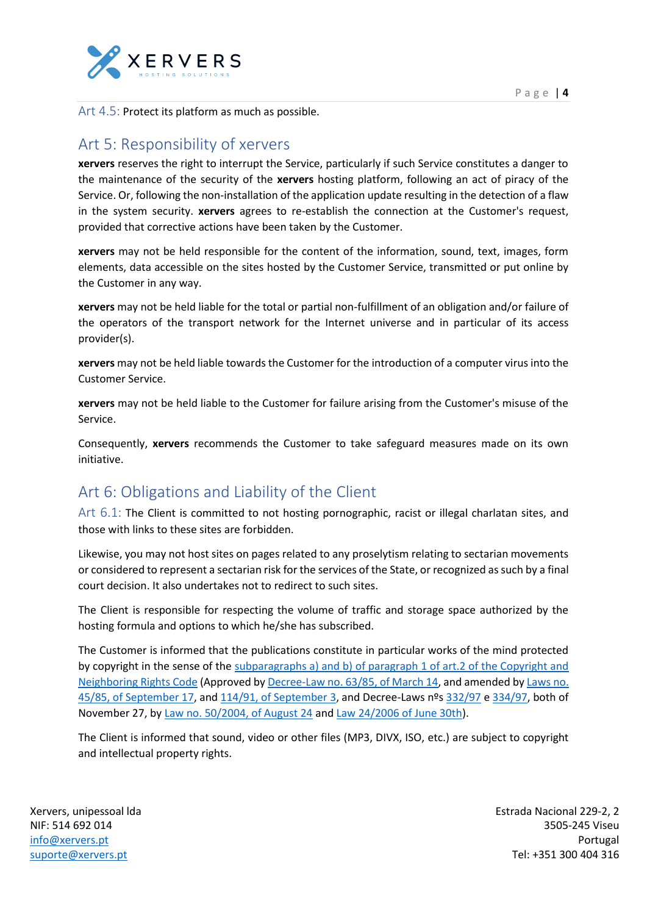Art 4.5: Protect its platform as much as possible.

## Art 5: Responsibility of xervers

**xervers** reserves the right to interrupt the Service, particularly if such Service constitutes a danger to the maintenance of the security of the **xervers** hosting platform, following an act of piracy of the Service. Or, following the non-installation of the application update resulting in the detection of a flaw in the system security. **xervers** agrees to re-establish the connection at the Customer's request, provided that corrective actions have been taken by the Customer.

**xervers** may not be held responsible for the content of the information, sound, text, images, form elements, data accessible on the sites hosted by the Customer Service, transmitted or put online by the Customer in any way.

**xervers** may not be held liable for the total or partial non-fulfillment of an obligation and/or failure of the operators of the transport network for the Internet universe and in particular of its access provider(s).

**xervers** may not be held liable towards the Customer for the introduction of a computer virus into the Customer Service.

**xervers** may not be held liable to the Customer for failure arising from the Customer's misuse of the Service.

Consequently, **xervers** recommends the Customer to take safeguard measures made on its own initiative.

## Art 6: Obligations and Liability of the Client

Art 6.1: The Client is committed to not hosting pornographic, racist or illegal charlatan sites, and those with links to these sites are forbidden.

Likewise, you may not host sites on pages related to any proselytism relating to sectarian movements or considered to represent a sectarian risk for the services of the State, or recognized as such by a final court decision. It also undertakes not to redirect to such sites.

The Client is responsible for respecting the volume of traffic and storage space authorized by the hosting formula and options to which he/she has subscribed.

The Customer is informed that the publications constitute in particular works of the mind protected by copyright in the sense of the subparagraphs a) and b) of paragraph 1 of art.2 of the Copyright and Neighboring Rights Code (Approved by Decree-Law no. 63/85, of March 14, and amended by Laws no. 45/85, of September 17, and 114/91, of September 3, and Decree-Laws nºs 332/97 e 334/97, both of November 27, by Law no. 50/2004, of August 24 and Law 24/2006 of June 30th).

The Client is informed that sound, video or other files (MP3, DIVX, ISO, etc.) are subject to copyright and intellectual property rights.

Xervers, unipessoal lda
NIF: 514 692 014
info@xervers.pt
suporte@xervers.pt

Estrada Nacional 229-2, 2
3505-245 Viseu
Portugal
Tel: +351 300 404 316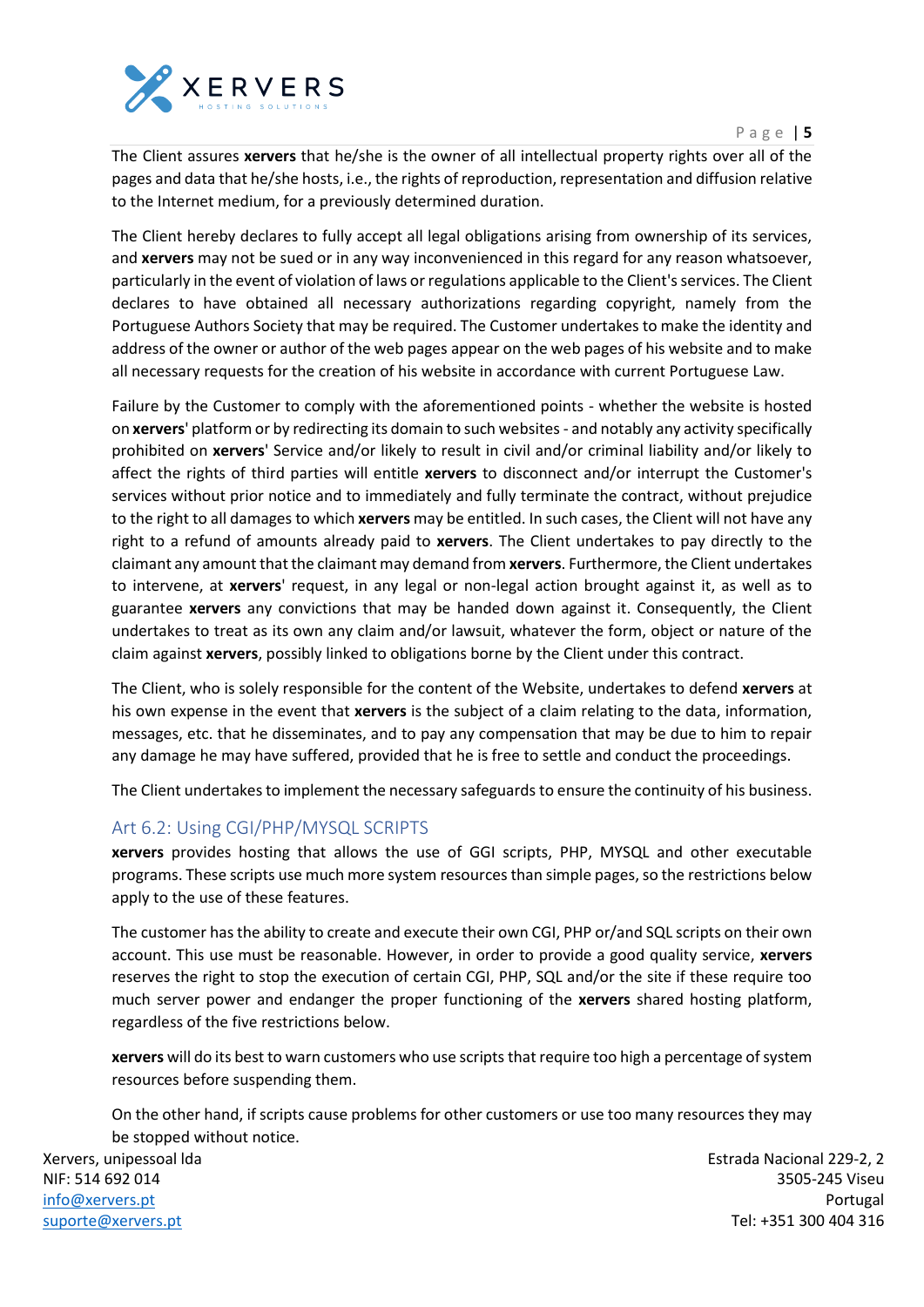The Client assures **xervers** that he/she is the owner of all intellectual property rights over all of the pages and data that he/she hosts, i.e., the rights of reproduction, representation and diffusion relative to the Internet medium, for a previously determined duration.

The Client hereby declares to fully accept all legal obligations arising from ownership of its services, and **xervers** may not be sued or in any way inconvenienced in this regard for any reason whatsoever, particularly in the event of violation of laws or regulations applicable to the Client's services. The Client declares to have obtained all necessary authorizations regarding copyright, namely from the Portuguese Authors Society that may be required. The Customer undertakes to make the identity and address of the owner or author of the web pages appear on the web pages of his website and to make all necessary requests for the creation of his website in accordance with current Portuguese Law.

Failure by the Customer to comply with the aforementioned points - whether the website is hosted on **xervers**' platform or by redirecting its domain to such websites - and notably any activity specifically prohibited on **xervers**' Service and/or likely to result in civil and/or criminal liability and/or likely to affect the rights of third parties will entitle **xervers** to disconnect and/or interrupt the Customer's services without prior notice and to immediately and fully terminate the contract, without prejudice to the right to all damages to which **xervers** may be entitled. In such cases, the Client will not have any right to a refund of amounts already paid to **xervers**. The Client undertakes to pay directly to the claimant any amount that the claimant may demand from **xervers**. Furthermore, the Client undertakes to intervene, at **xervers**' request, in any legal or non-legal action brought against it, as well as to guarantee **xervers** any convictions that may be handed down against it. Consequently, the Client undertakes to treat as its own any claim and/or lawsuit, whatever the form, object or nature of the claim against **xervers**, possibly linked to obligations borne by the Client under this contract.

The Client, who is solely responsible for the content of the Website, undertakes to defend **xervers** at his own expense in the event that **xervers** is the subject of a claim relating to the data, information, messages, etc. that he disseminates, and to pay any compensation that may be due to him to repair any damage he may have suffered, provided that he is free to settle and conduct the proceedings.

The Client undertakes to implement the necessary safeguards to ensure the continuity of his business.

### Art 6.2: Using CGI/PHP/MYSQL SCRIPTS

**xervers** provides hosting that allows the use of GGI scripts, PHP, MYSQL and other executable programs. These scripts use much more system resources than simple pages, so the restrictions below apply to the use of these features.

The customer has the ability to create and execute their own CGI, PHP or/and SQL scripts on their own account. This use must be reasonable. However, in order to provide a good quality service, **xervers** reserves the right to stop the execution of certain CGI, PHP, SQL and/or the site if these require too much server power and endanger the proper functioning of the **xervers** shared hosting platform, regardless of the five restrictions below.

**xervers** will do its best to warn customers who use scripts that require too high a percentage of system resources before suspending them.

On the other hand, if scripts cause problems for other customers or use too many resources they may be stopped without notice.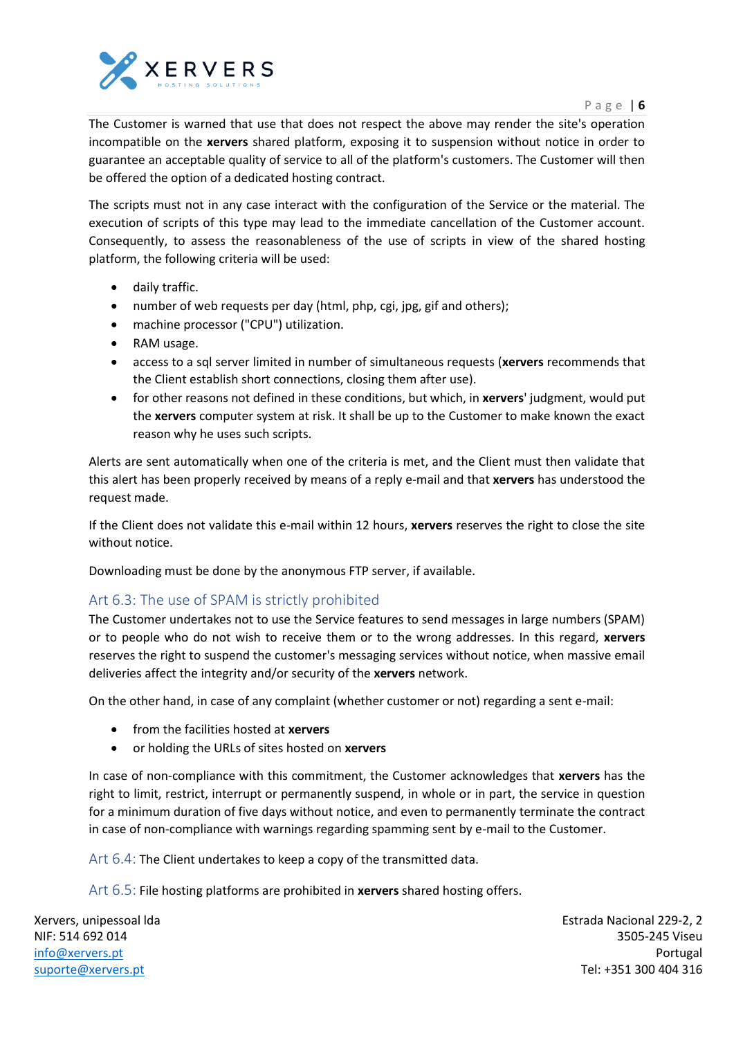The Customer is warned that use that does not respect the above may render the site's operation incompatible on the **xervers** shared platform, exposing it to suspension without notice in order to guarantee an acceptable quality of service to all of the platform's customers. The Customer will then be offered the option of a dedicated hosting contract.

The scripts must not in any case interact with the configuration of the Service or the material. The execution of scripts of this type may lead to the immediate cancellation of the Customer account. Consequently, to assess the reasonableness of the use of scripts in view of the shared hosting platform, the following criteria will be used:

- daily traffic.
- number of web requests per day (html, php, cgi, jpg, gif and others);
- machine processor ("CPU") utilization.
- RAM usage.
- access to a sql server limited in number of simultaneous requests (**xervers** recommends that the Client establish short connections, closing them after use).
- for other reasons not defined in these conditions, but which, in **xervers**' judgment, would put the **xervers** computer system at risk. It shall be up to the Customer to make known the exact reason why he uses such scripts.

Alerts are sent automatically when one of the criteria is met, and the Client must then validate that this alert has been properly received by means of a reply e-mail and that **xervers** has understood the request made.

If the Client does not validate this e-mail within 12 hours, **xervers** reserves the right to close the site without notice.

Downloading must be done by the anonymous FTP server, if available.

## Art 6.3: The use of SPAM is strictly prohibited

The Customer undertakes not to use the Service features to send messages in large numbers (SPAM) or to people who do not wish to receive them or to the wrong addresses. In this regard, **xervers** reserves the right to suspend the customer's messaging services without notice, when massive email deliveries affect the integrity and/or security of the **xervers** network.

On the other hand, in case of any complaint (whether customer or not) regarding a sent e-mail:

- from the facilities hosted at **xervers**
- or holding the URLs of sites hosted on **xervers**

In case of non-compliance with this commitment, the Customer acknowledges that **xervers** has the right to limit, restrict, interrupt or permanently suspend, in whole or in part, the service in question for a minimum duration of five days without notice, and even to permanently terminate the contract in case of non-compliance with warnings regarding spamming sent by e-mail to the Customer.

**Art 6.4:** The Client undertakes to keep a copy of the transmitted data.

**Art 6.5:** File hosting platforms are prohibited in **xervers** shared hosting offers.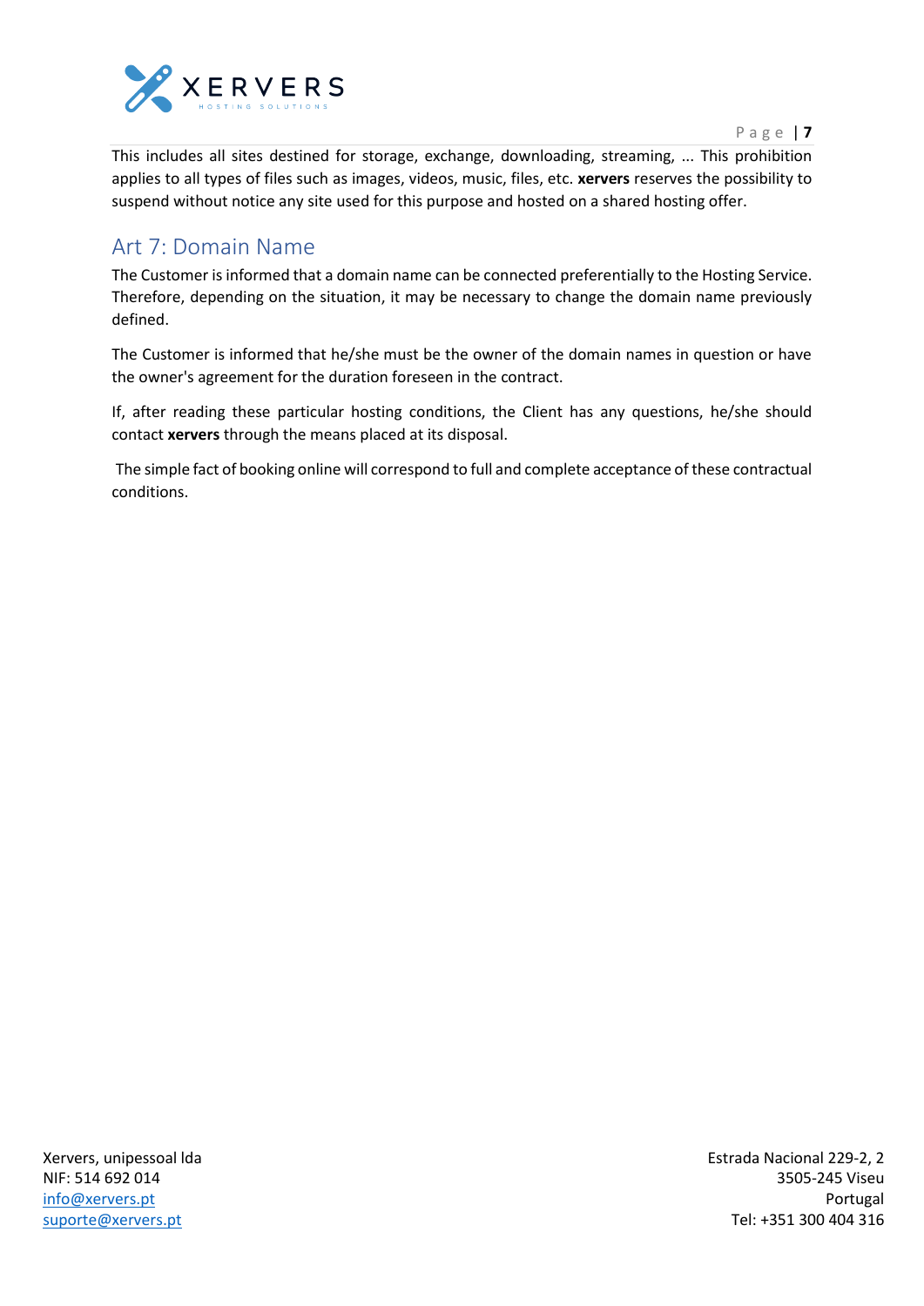This includes all sites destined for storage, exchange, downloading, streaming, ... This prohibition applies to all types of files such as images, videos, music, files, etc. **xervers** reserves the possibility to suspend without notice any site used for this purpose and hosted on a shared hosting offer.

## Art 7: Domain Name

The Customer is informed that a domain name can be connected preferentially to the Hosting Service. Therefore, depending on the situation, it may be necessary to change the domain name previously defined.

The Customer is informed that he/she must be the owner of the domain names in question or have the owner's agreement for the duration foreseen in the contract.

If, after reading these particular hosting conditions, the Client has any questions, he/she should contact **xervers** through the means placed at its disposal.

The simple fact of booking online will correspond to full and complete acceptance of these contractual conditions.